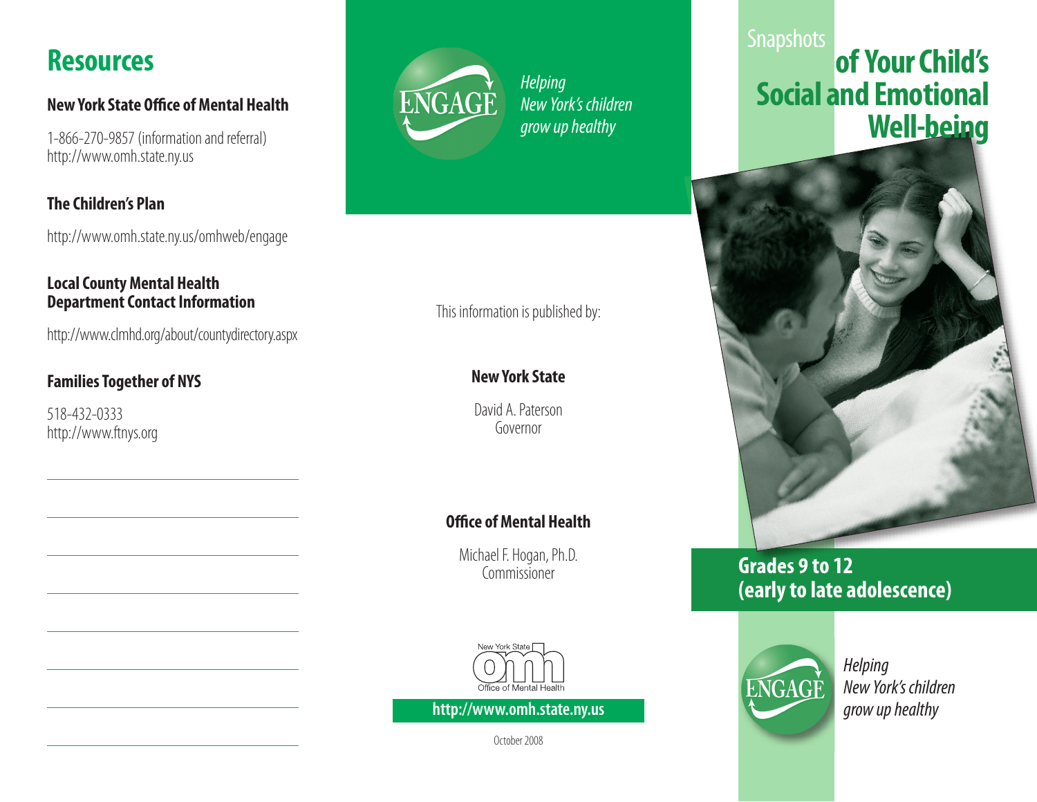## Resources

### New York State Office of Mental Health

1-866-270-9857 (information and referral)
http://www.omh.state.ny.us

### The Children's Plan

http://www.omh.state.ny.us/omhweb/engage

### Local County Mental Health Department Contact Information

http://www.clmhd.org/about/countydirectory.aspx

### Families Together of NYS

518-432-0333
http://www.ftnys.org

ENGAGE

*Helping New York's children grow up healthy*

This information is published by:

**New York State**

David A. Paterson
Governor

**Office of Mental Health**

Michael F. Hogan, Ph.D.
Commissioner

New York State omh Office of Mental Health

**http://www.omh.state.ny.us**

October 2008

# Snapshots of Your Child's Social and Emotional Well-being

## Grades 9 to 12 (early to late adolescence)

ENGAGE

*Helping New York's children grow up healthy*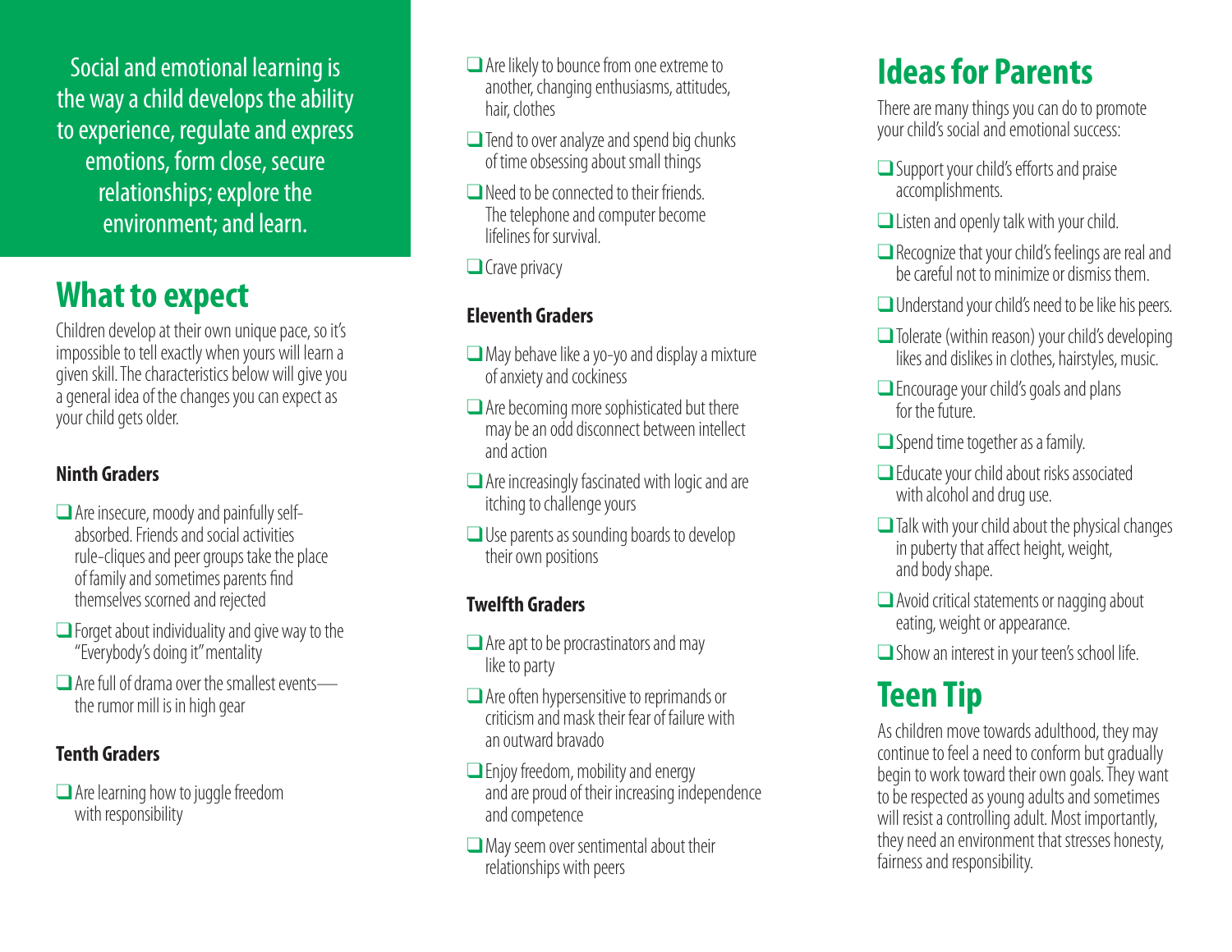Social and emotional learning is the way a child develops the ability to experience, regulate and express emotions, form close, secure relationships; explore the environment; and learn.

## What to expect

Children develop at their own unique pace, so it's impossible to tell exactly when yours will learn a given skill. The characteristics below will give you a general idea of the changes you can expect as your child gets older.

### Ninth Graders

- Are insecure, moody and painfully self-absorbed. Friends and social activities rule-cliques and peer groups take the place of family and sometimes parents find themselves scorned and rejected
- Forget about individuality and give way to the "Everybody's doing it" mentality
- Are full of drama over the smallest events—the rumor mill is in high gear

### Tenth Graders

- Are learning how to juggle freedom with responsibility
- Are likely to bounce from one extreme to another, changing enthusiasms, attitudes, hair, clothes
- Tend to over analyze and spend big chunks of time obsessing about small things
- Need to be connected to their friends. The telephone and computer become lifelines for survival.
- Crave privacy

### Eleventh Graders

- May behave like a yo-yo and display a mixture of anxiety and cockiness
- Are becoming more sophisticated but there may be an odd disconnect between intellect and action
- Are increasingly fascinated with logic and are itching to challenge yours
- Use parents as sounding boards to develop their own positions

### Twelfth Graders

- Are apt to be procrastinators and may like to party
- Are often hypersensitive to reprimands or criticism and mask their fear of failure with an outward bravado
- Enjoy freedom, mobility and energy and are proud of their increasing independence and competence
- May seem over sentimental about their relationships with peers

## Ideas for Parents

There are many things you can do to promote your child's social and emotional success:

- Support your child's efforts and praise accomplishments.
- Listen and openly talk with your child.
- Recognize that your child's feelings are real and be careful not to minimize or dismiss them.
- Understand your child's need to be like his peers.
- Tolerate (within reason) your child's developing likes and dislikes in clothes, hairstyles, music.
- Encourage your child's goals and plans for the future.
- Spend time together as a family.
- Educate your child about risks associated with alcohol and drug use.
- Talk with your child about the physical changes in puberty that affect height, weight, and body shape.
- Avoid critical statements or nagging about eating, weight or appearance.
- Show an interest in your teen's school life.

## Teen Tip

As children move towards adulthood, they may continue to feel a need to conform but gradually begin to work toward their own goals. They want to be respected as young adults and sometimes will resist a controlling adult. Most importantly, they need an environment that stresses honesty, fairness and responsibility.